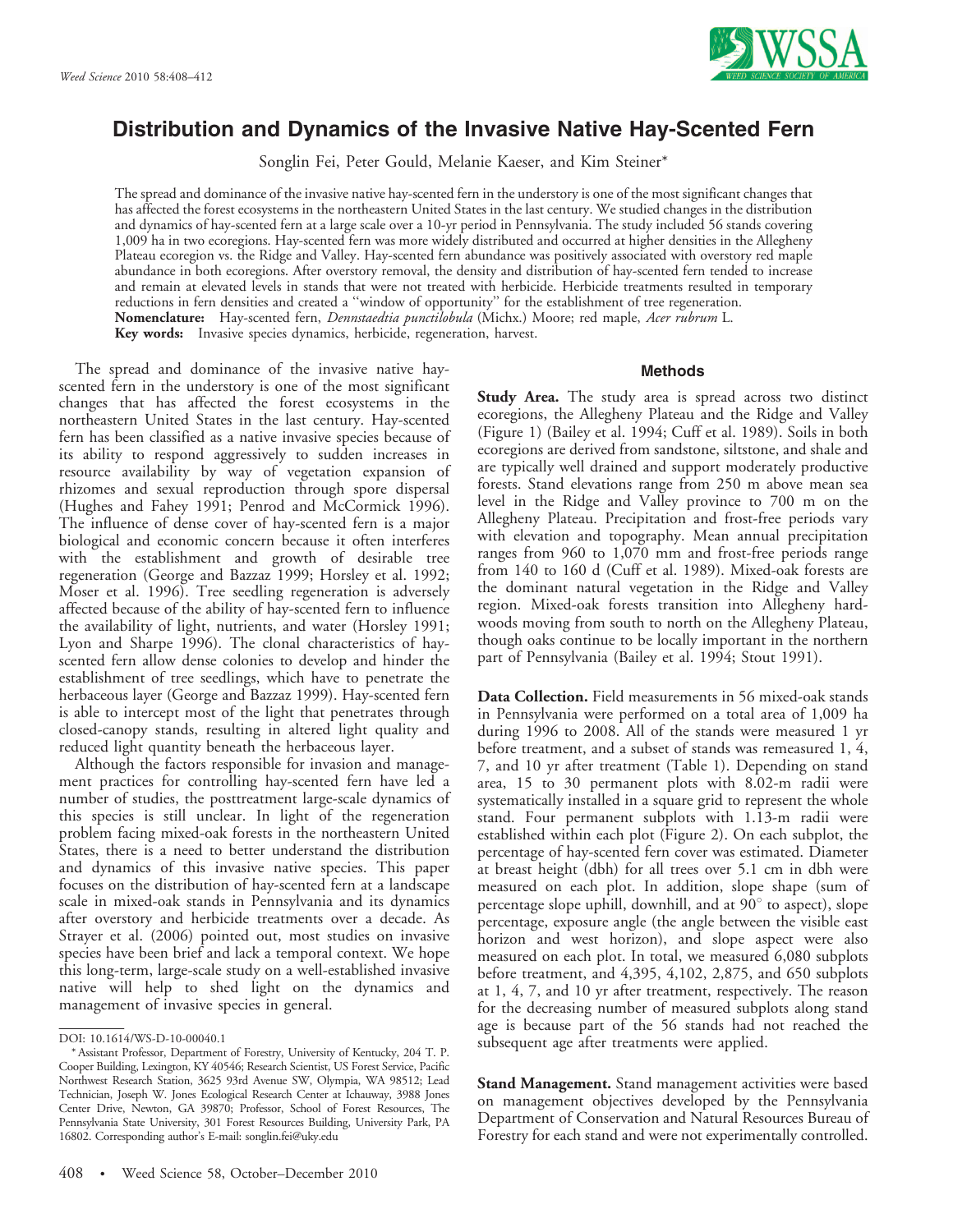# Distribution and Dynamics of the Invasive Native Hay-Scented Fern

Songlin Fei, Peter Gould, Melanie Kaeser, and Kim Steiner*

The spread and dominance of the invasive native hay-scented fern in the understory is one of the most significant changes that has affected the forest ecosystems in the northeastern United States in the last century. We studied changes in the distribution and dynamics of hay-scented fern at a large scale over a 10-yr period in Pennsylvania. The study included 56 stands covering 1,009 ha in two ecoregions. Hay-scented fern was more widely distributed and occurred at higher densities in the Allegheny Plateau ecoregion vs. the Ridge and Valley. Hay-scented fern abundance was positively associated with overstory red maple abundance in both ecoregions. After overstory removal, the density and distribution of hay-scented fern tended to increase and remain at elevated levels in stands that were not treated with herbicide. Herbicide treatments resulted in temporary reductions in fern densities and created a "window of opportunity" for the establishment of tree regeneration.

**Nomenclature:** Hay-scented fern, *Dennstaedtia punctilobula* (Michx.) Moore; red maple, *Acer rubrum* L.

**Key words:** Invasive species dynamics, herbicide, regeneration, harvest.

The spread and dominance of the invasive native hay-scented fern in the understory is one of the most significant changes that has affected the forest ecosystems in the northeastern United States in the last century. Hay-scented fern has been classified as a native invasive species because of its ability to respond aggressively to sudden increases in resource availability by way of vegetation expansion of rhizomes and sexual reproduction through spore dispersal (Hughes and Fahey 1991; Penrod and McCormick 1996). The influence of dense cover of hay-scented fern is a major biological and economic concern because it often interferes with the establishment and growth of desirable tree regeneration (George and Bazzaz 1999; Horsley et al. 1992; Moser et al. 1996). Tree seedling regeneration is adversely affected because of the ability of hay-scented fern to influence the availability of light, nutrients, and water (Horsley 1991; Lyon and Sharpe 1996). The clonal characteristics of hay-scented fern allow dense colonies to develop and hinder the establishment of tree seedlings, which have to penetrate the herbaceous layer (George and Bazzaz 1999). Hay-scented fern is able to intercept most of the light that penetrates through closed-canopy stands, resulting in altered light quality and reduced light quantity beneath the herbaceous layer.

Although the factors responsible for invasion and management practices for controlling hay-scented fern have led a number of studies, the posttreatment large-scale dynamics of this species is still unclear. In light of the regeneration problem facing mixed-oak forests in the northeastern United States, there is a need to better understand the distribution and dynamics of this invasive native species. This paper focuses on the distribution of hay-scented fern at a landscape scale in mixed-oak stands in Pennsylvania and its dynamics after overstory and herbicide treatments over a decade. As Strayer et al. (2006) pointed out, most studies on invasive species have been brief and lack a temporal context. We hope this long-term, large-scale study on a well-established invasive native will help to shed light on the dynamics and management of invasive species in general.

DOI: 10.1614/WS-D-10-00040.1

* Assistant Professor, Department of Forestry, University of Kentucky, 204 T. P. Cooper Building, Lexington, KY 40546; Research Scientist, US Forest Service, Pacific Northwest Research Station, 3625 93rd Avenue SW, Olympia, WA 98512; Lead Technician, Joseph W. Jones Ecological Research Center at Ichauway, 3988 Jones Center Drive, Newton, GA 39870; Professor, School of Forest Resources, The Pennsylvania State University, 301 Forest Resources Building, University Park, PA 16802. Corresponding author's E-mail: songlin.fei@uky.edu

## Methods

**Study Area.** The study area is spread across two distinct ecoregions, the Allegheny Plateau and the Ridge and Valley (Figure 1) (Bailey et al. 1994; Cuff et al. 1989). Soils in both ecoregions are derived from sandstone, siltstone, and shale and are typically well drained and support moderately productive forests. Stand elevations range from 250 m above mean sea level in the Ridge and Valley province to 700 m on the Allegheny Plateau. Precipitation and frost-free periods vary with elevation and topography. Mean annual precipitation ranges from 960 to 1,070 mm and frost-free periods range from 140 to 160 d (Cuff et al. 1989). Mixed-oak forests are the dominant natural vegetation in the Ridge and Valley region. Mixed-oak forests transition into Allegheny hardwoods moving from south to north on the Allegheny Plateau, though oaks continue to be locally important in the northern part of Pennsylvania (Bailey et al. 1994; Stout 1991).

**Data Collection.** Field measurements in 56 mixed-oak stands in Pennsylvania were performed on a total area of 1,009 ha during 1996 to 2008. All of the stands were measured 1 yr before treatment, and a subset of stands was remeasured 1, 4, 7, and 10 yr after treatment (Table 1). Depending on stand area, 15 to 30 permanent plots with 8.02-m radii were systematically installed in a square grid to represent the whole stand. Four permanent subplots with 1.13-m radii were established within each plot (Figure 2). On each subplot, the percentage of hay-scented fern cover was estimated. Diameter at breast height (dbh) for all trees over 5.1 cm in dbh were measured on each plot. In addition, slope shape (sum of percentage slope uphill, downhill, and at 90° to aspect), slope percentage, exposure angle (the angle between the visible east horizon and west horizon), and slope aspect were also measured on each plot. In total, we measured 6,080 subplots before treatment, and 4,395, 4,102, 2,875, and 650 subplots at 1, 4, 7, and 10 yr after treatment, respectively. The reason for the decreasing number of measured subplots along stand age is because part of the 56 stands had not reached the subsequent age after treatments were applied.

**Stand Management.** Stand management activities were based on management objectives developed by the Pennsylvania Department of Conservation and Natural Resources Bureau of Forestry for each stand and were not experimentally controlled.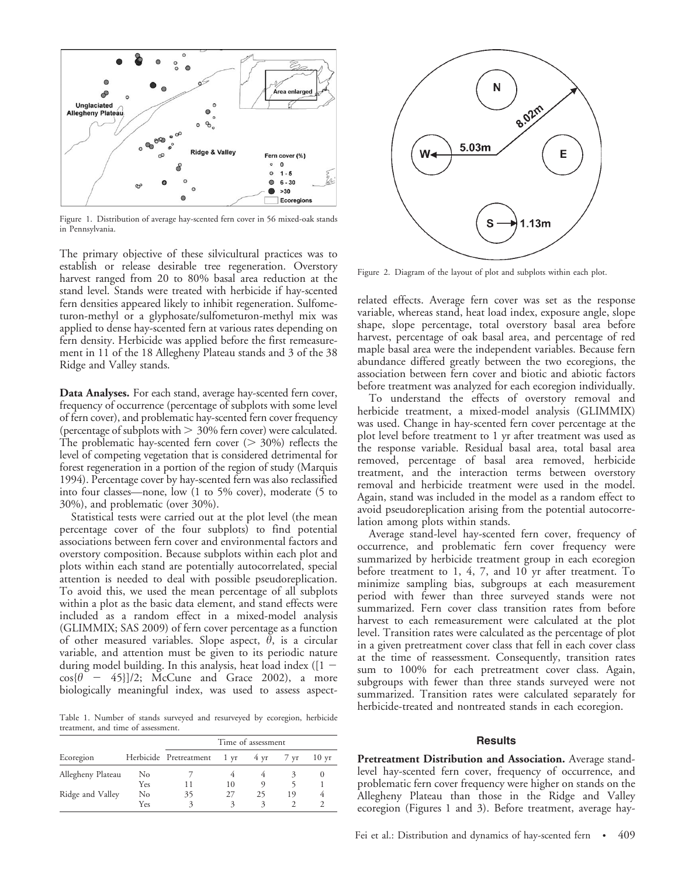Figure 1. Distribution of average hay-scented fern cover in 56 mixed-oak stands in Pennsylvania.

The primary objective of these silvicultural practices was to establish or release desirable tree regeneration. Overstory harvest ranged from 20 to 80% basal area reduction at the stand level. Stands were treated with herbicide if hay-scented fern densities appeared likely to inhibit regeneration. Sulfometuron-methyl or a glyphosate/sulfometuron-methyl mix was applied to dense hay-scented fern at various rates depending on fern density. Herbicide was applied before the first remeasurement in 11 of the 18 Allegheny Plateau stands and 3 of the 38 Ridge and Valley stands.

**Data Analyses.** For each stand, average hay-scented fern cover, frequency of occurrence (percentage of subplots with some level of fern cover), and problematic hay-scented fern cover frequency (percentage of subplots with > 30% fern cover) were calculated. The problematic hay-scented fern cover (> 30%) reflects the level of competing vegetation that is considered detrimental for forest regeneration in a portion of the region of study (Marquis 1994). Percentage cover by hay-scented fern was also reclassified into four classes—none, low (1 to 5% cover), moderate (5 to 30%), and problematic (over 30%).

Statistical tests were carried out at the plot level (the mean percentage cover of the four subplots) to find potential associations between fern cover and environmental factors and overstory composition. Because subplots within each plot and plots within each stand are potentially autocorrelated, special attention is needed to deal with possible pseudoreplication. To avoid this, we used the mean percentage of all subplots within a plot as the basic data element, and stand effects were included as a random effect in a mixed-model analysis (GLIMMIX; SAS 2009) of fern cover percentage as a function of other measured variables. Slope aspect, $\theta$, is a circular variable, and attention must be given to its periodic nature during model building. In this analysis, heat load index ($[1 - \cos\{\theta - 45\}]/2$; McCune and Grace 2002), a more biologically meaningful index, was used to assess aspect-related effects. Average fern cover was set as the response variable, whereas stand, heat load index, exposure angle, slope shape, slope percentage, total overstory basal area before harvest, percentage of oak basal area, and percentage of red maple basal area were the independent variables. Because fern abundance differed greatly between the two ecoregions, the association between fern cover and biotic and abiotic factors before treatment was analyzed for each ecoregion individually.

To understand the effects of overstory removal and herbicide treatment, a mixed-model analysis (GLIMMIX) was used. Change in hay-scented fern cover percentage at the plot level before treatment to 1 yr after treatment was used as the response variable. Residual basal area, total basal area removed, percentage of basal area removed, herbicide treatment, and the interaction terms between overstory removal and herbicide treatment were used in the model. Again, stand was included in the model as a random effect to avoid pseudoreplication arising from the potential autocorrelation among plots within stands.

Average stand-level hay-scented fern cover, frequency of occurrence, and problematic fern cover frequency were summarized by herbicide treatment group in each ecoregion before treatment to 1, 4, 7, and 10 yr after treatment. To minimize sampling bias, subgroups at each measurement period with fewer than three surveyed stands were not summarized. Fern cover class transition rates from before harvest to each remeasurement were calculated at the plot level. Transition rates were calculated as the percentage of plot in a given pretreatment cover class that fell in each cover class at the time of reassessment. Consequently, transition rates sum to 100% for each pretreatment cover class. Again, subgroups with fewer than three stands surveyed were not summarized. Transition rates were calculated separately for herbicide-treated and nontreated stands in each ecoregion.

Figure 2. Diagram of the layout of plot and subplots within each plot.

Table 1. Number of stands surveyed and resurveyed by ecoregion, herbicide treatment, and time of assessment.

| Ecoregion | Herbicide | Time of assessment | | | | |
|---|---|---|---|---|---|---|
| | | Pretreatment | 1 yr | 4 yr | 7 yr | 10 yr |
| Allegheny Plateau | No | 7 | 4 | 4 | 3 | 0 |
| | Yes | 11 | 10 | 9 | 5 | 1 |
| Ridge and Valley | No | 35 | 27 | 25 | 19 | 4 |
| | Yes | 3 | 3 | 3 | 2 | 2 |

## Results

**Pretreatment Distribution and Association.** Average stand-level hay-scented fern cover, frequency of occurrence, and problematic fern cover frequency were higher on stands on the Allegheny Plateau than those in the Ridge and Valley ecoregion (Figures 1 and 3). Before treatment, average hay-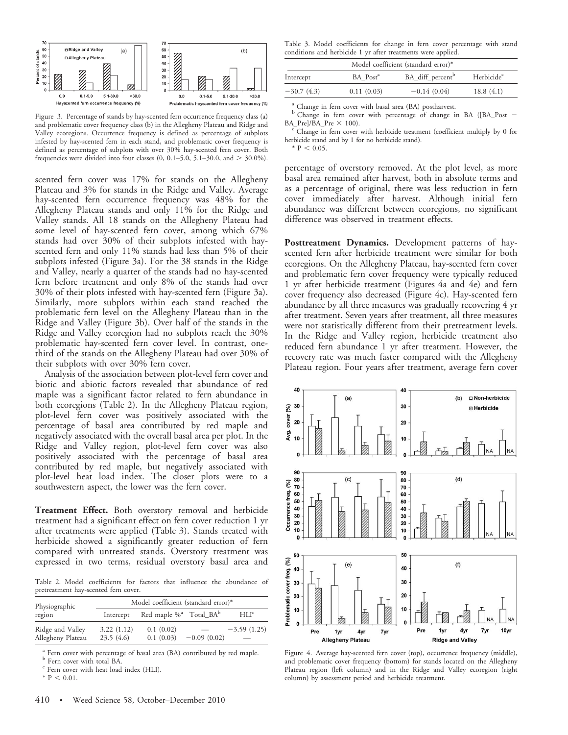Figure 3. Percentage of stands by hay-scented fern occurrence frequency class (a) and problematic cover frequency class (b) in the Allegheny Plateau and Ridge and Valley ecoregions. Occurrence frequency is defined as percentage of subplots infested by hay-scented fern in each stand, and problematic cover frequency is defined as percentage of subplots with over 30% hay-scented fern cover. Both frequencies were divided into four classes (0, 0.1–5.0, 5.1–30.0, and > 30.0%).

scented fern cover was 17% for stands on the Allegheny Plateau and 3% for stands in the Ridge and Valley. Average hay-scented fern occurrence frequency was 48% for the Allegheny Plateau stands and only 11% for the Ridge and Valley stands. All 18 stands on the Allegheny Plateau had some level of hay-scented fern cover, among which 67% stands had over 30% of their subplots infested with hay-scented fern and only 11% stands had less than 5% of their subplots infested (Figure 3a). For the 38 stands in the Ridge and Valley, nearly a quarter of the stands had no hay-scented fern before treatment and only 8% of the stands had over 30% of their plots infested with hay-scented fern (Figure 3a). Similarly, more subplots within each stand reached the problematic fern level on the Allegheny Plateau than in the Ridge and Valley (Figure 3b). Over half of the stands in the Ridge and Valley ecoregion had no subplots reach the 30% problematic hay-scented fern cover level. In contrast, one-third of the stands on the Allegheny Plateau had over 30% of their subplots with over 30% fern cover.

Analysis of the association between plot-level fern cover and biotic and abiotic factors revealed that abundance of red maple was a significant factor related to fern abundance in both ecoregions (Table 2). In the Allegheny Plateau region, plot-level fern cover was positively associated with the percentage of basal area contributed by red maple and negatively associated with the overall basal area per plot. In the Ridge and Valley region, plot-level fern cover was also positively associated with the percentage of basal area contributed by red maple, but negatively associated with plot-level heat load index. The closer plots were to a southwestern aspect, the lower was the fern cover.

**Treatment Effect.** Both overstory removal and herbicide treatment had a significant effect on fern cover reduction 1 yr after treatments were applied (Table 3). Stands treated with herbicide showed a significantly greater reduction of fern compared with untreated stands. Overstory treatment was expressed in two terms, residual overstory basal area and percentage of overstory removed. At the plot level, as more basal area remained after harvest, both in absolute terms and as a percentage of original, there was less reduction in fern cover immediately after harvest. Although initial fern abundance was different between ecoregions, no significant difference was observed in treatment effects.

Table 2. Model coefficients for factors that influence the abundance of pretreatment hay-scented fern cover.

| Physiographic region | Model coefficient (standard error)* | | | |
|---|---|---|---|---|
| | Intercept | Red maple %[a] | Total_BA[b] | HLI[c] |
| Ridge and Valley | 3.22 (1.12) | 0.1 (0.02) | — | −3.59 (1.25) |
| Allegheny Plateau | 23.5 (4.6) | 0.1 (0.03) | −0.09 (0.02) | — |

[a] Fern cover with percentage of basal area (BA) contributed by red maple.
[b] Fern cover with total BA.
[c] Fern cover with heat load index (HLI).
* $P < 0.01$.

Table 3. Model coefficients for change in fern cover percentage with stand conditions and herbicide 1 yr after treatments were applied.

| Model coefficient (standard error)* | | | |
|---|---|---|---|
| Intercept | BA_Post[a] | BA_diff_percent[b] | Herbicide[c] |
| −30.7 (4.3) | 0.11 (0.03) | −0.14 (0.04) | 18.8 (4.1) |

[a] Change in fern cover with basal area (BA) postharvest.
[b] Change in fern cover with percentage of change in BA ([BA_Post − BA_Pre]/BA_Pre × 100).
[c] Change in fern cover with herbicide treatment (coefficient multiply by 0 for herbicide stand and by 1 for no herbicide stand).
* $P < 0.05$.

**Posttreatment Dynamics.** Development patterns of hay-scented fern after herbicide treatment were similar for both ecoregions. On the Allegheny Plateau, hay-scented fern cover and problematic fern cover frequency were typically reduced 1 yr after herbicide treatment (Figures 4a and 4e) and fern cover frequency also decreased (Figure 4c). Hay-scented fern abundance by all three measures was gradually recovering 4 yr after treatment. Seven years after treatment, all three measures were not statistically different from their pretreatment levels. In the Ridge and Valley region, herbicide treatment also reduced fern abundance 1 yr after treatment. However, the recovery rate was much faster compared with the Allegheny Plateau region. Four years after treatment, average fern cover

Figure 4. Average hay-scented fern cover (top), occurrence frequency (middle), and problematic cover frequency (bottom) for stands located on the Allegheny Plateau region (left column) and in the Ridge and Valley ecoregion (right column) by assessment period and herbicide treatment.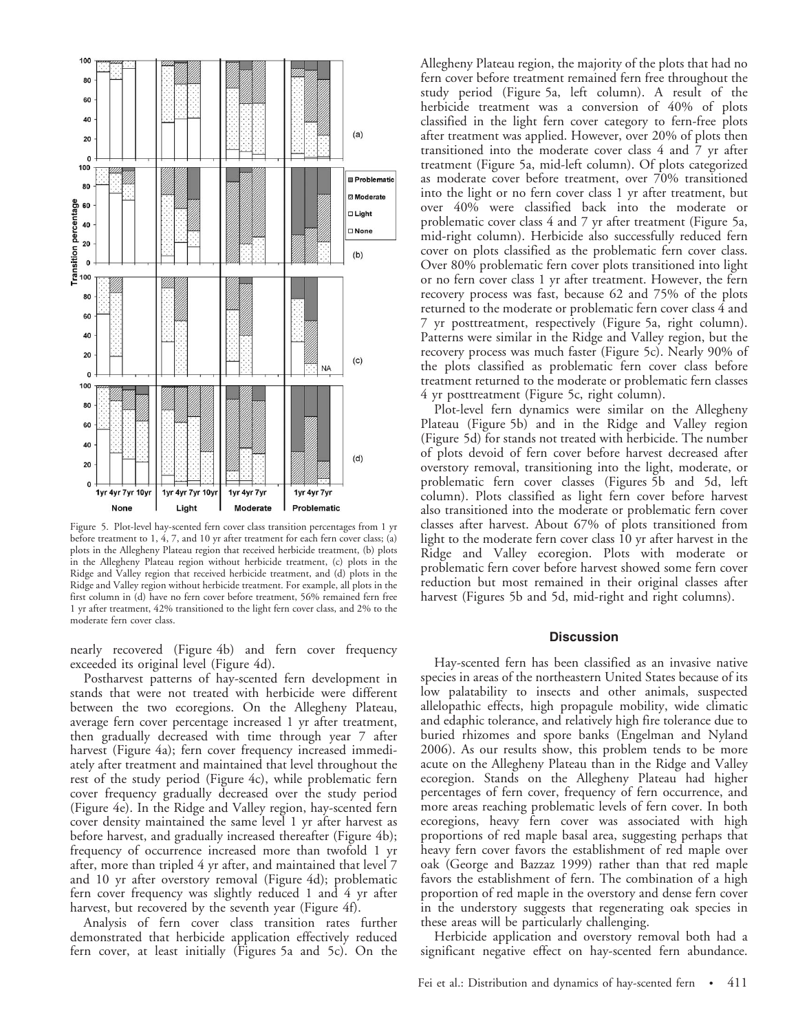Figure 5. Plot-level hay-scented fern cover class transition percentages from 1 yr before treatment to 1, 4, 7, and 10 yr after treatment for each fern cover class; (a) plots in the Allegheny Plateau region that received herbicide treatment, (b) plots in the Allegheny Plateau region without herbicide treatment, (c) plots in the Ridge and Valley region that received herbicide treatment, and (d) plots in the Ridge and Valley region without herbicide treatment. For example, all plots in the first column in (d) have no fern cover before treatment, 56% remained fern free 1 yr after treatment, 42% transitioned to the light fern cover class, and 2% to the moderate fern cover class.

nearly recovered (Figure 4b) and fern cover frequency exceeded its original level (Figure 4d).

Postharvest patterns of hay-scented fern development in stands that were not treated with herbicide were different between the two ecoregions. On the Allegheny Plateau, average fern cover percentage increased 1 yr after treatment, then gradually decreased with time through year 7 after harvest (Figure 4a); fern cover frequency increased immediately after treatment and maintained that level throughout the rest of the study period (Figure 4c), while problematic fern cover frequency gradually decreased over the study period (Figure 4e). In the Ridge and Valley region, hay-scented fern cover density maintained the same level 1 yr after harvest as before harvest, and gradually increased thereafter (Figure 4b); frequency of occurrence increased more than twofold 1 yr after, more than tripled 4 yr after, and maintained that level 7 and 10 yr after overstory removal (Figure 4d); problematic fern cover frequency was slightly reduced 1 and 4 yr after harvest, but recovered by the seventh year (Figure 4f).

Analysis of fern cover class transition rates further demonstrated that herbicide application effectively reduced fern cover, at least initially (Figures 5a and 5c). On the Allegheny Plateau region, the majority of the plots that had no fern cover before treatment remained fern free throughout the study period (Figure 5a, left column). A result of the herbicide treatment was a conversion of 40% of plots classified in the light fern cover category to fern-free plots after treatment was applied. However, over 20% of plots then transitioned into the moderate cover class 4 and 7 yr after treatment (Figure 5a, mid-left column). Of plots categorized as moderate cover before treatment, over 70% transitioned into the light or no fern cover class 1 yr after treatment, but over 40% were classified back into the moderate or problematic cover class 4 and 7 yr after treatment (Figure 5a, mid-right column). Herbicide also successfully reduced fern cover on plots classified as the problematic fern cover class. Over 80% problematic fern cover plots transitioned into light or no fern cover class 1 yr after treatment. However, the fern recovery process was fast, because 62 and 75% of the plots returned to the moderate or problematic fern cover class 4 and 7 yr posttreatment, respectively (Figure 5a, right column). Patterns were similar in the Ridge and Valley region, but the recovery process was much faster (Figure 5c). Nearly 90% of the plots classified as problematic fern cover class before treatment returned to the moderate or problematic fern classes 4 yr posttreatment (Figure 5c, right column).

Plot-level fern dynamics were similar on the Allegheny Plateau (Figure 5b) and in the Ridge and Valley region (Figure 5d) for stands not treated with herbicide. The number of plots devoid of fern cover before harvest decreased after overstory removal, transitioning into the light, moderate, or problematic fern cover classes (Figures 5b and 5d, left column). Plots classified as light fern cover before harvest also transitioned into the moderate or problematic fern cover classes after harvest. About 67% of plots transitioned from light to the moderate fern cover class 10 yr after harvest in the Ridge and Valley ecoregion. Plots with moderate or problematic fern cover before harvest showed some fern cover reduction but most remained in their original classes after harvest (Figures 5b and 5d, mid-right and right columns).

## Discussion

Hay-scented fern has been classified as an invasive native species in areas of the northeastern United States because of its low palatability to insects and other animals, suspected allelopathic effects, high propagule mobility, wide climatic and edaphic tolerance, and relatively high fire tolerance due to buried rhizomes and spore banks (Engelman and Nyland 2006). As our results show, this problem tends to be more acute on the Allegheny Plateau than in the Ridge and Valley ecoregion. Stands on the Allegheny Plateau had higher percentages of fern cover, frequency of fern occurrence, and more areas reaching problematic levels of fern cover. In both ecoregions, heavy fern cover was associated with high proportions of red maple basal area, suggesting perhaps that heavy fern cover favors the establishment of red maple over oak (George and Bazzaz 1999) rather than that red maple favors the establishment of fern. The combination of a high proportion of red maple in the overstory and dense fern cover in the understory suggests that regenerating oak species in these areas will be particularly challenging.

Herbicide application and overstory removal both had a significant negative effect on hay-scented fern abundance.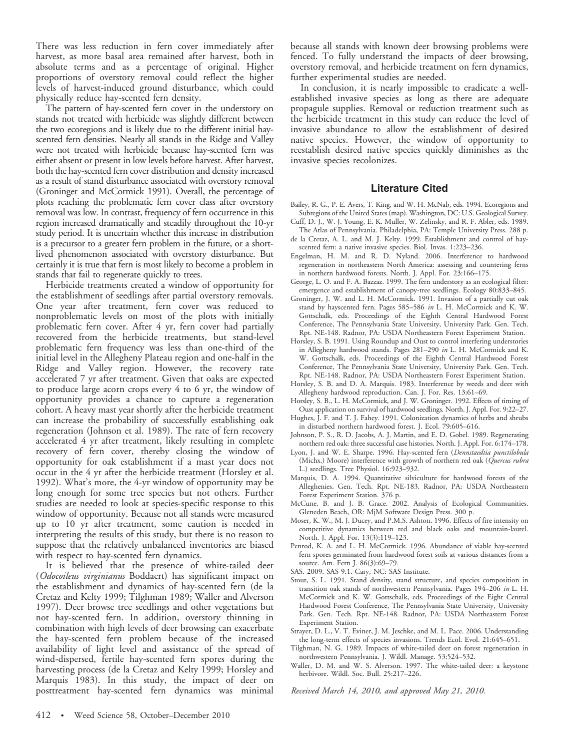There was less reduction in fern cover immediately after harvest, as more basal area remained after harvest, both in absolute terms and as a percentage of original. Higher proportions of overstory removal could reflect the higher levels of harvest-induced ground disturbance, which could physically reduce hay-scented fern density.

The pattern of hay-scented fern cover in the understory on stands not treated with herbicide was slightly different between the two ecoregions and is likely due to the different initial hay-scented fern densities. Nearly all stands in the Ridge and Valley were not treated with herbicide because hay-scented fern was either absent or present in low levels before harvest. After harvest, both the hay-scented fern cover distribution and density increased as a result of stand disturbance associated with overstory removal (Groninger and McCormick 1991). Overall, the percentage of plots reaching the problematic fern cover class after overstory removal was low. In contrast, frequency of fern occurrence in this region increased dramatically and steadily throughout the 10-yr study period. It is uncertain whether this increase in distribution is a precursor to a greater fern problem in the future, or a short-lived phenomenon associated with overstory disturbance. But certainly it is true that fern is most likely to become a problem in stands that fail to regenerate quickly to trees.

Herbicide treatments created a window of opportunity for the establishment of seedlings after partial overstory removals. One year after treatment, fern cover was reduced to nonproblematic levels on most of the plots with initially problematic fern cover. After 4 yr, fern cover had partially recovered from the herbicide treatments, but stand-level problematic fern frequency was less than one-third of the initial level in the Allegheny Plateau region and one-half in the Ridge and Valley region. However, the recovery rate accelerated 7 yr after treatment. Given that oaks are expected to produce large acorn crops every 4 to 6 yr, the window of opportunity provides a chance to capture a regeneration cohort. A heavy mast year shortly after the herbicide treatment can increase the probability of successfully establishing oak regeneration (Johnson et al. 1989). The rate of fern recovery accelerated 4 yr after treatment, likely resulting in complete recovery of fern cover, thereby closing the window of opportunity for oak establishment if a mast year does not occur in the 4 yr after the herbicide treatment (Horsley et al. 1992). What's more, the 4-yr window of opportunity may be long enough for some tree species but not others. Further studies are needed to look at species-specific response to this window of opportunity. Because not all stands were measured up to 10 yr after treatment, some caution is needed in interpreting the results of this study, but there is no reason to suppose that the relatively unbalanced inventories are biased with respect to hay-scented fern dynamics.

It is believed that the presence of white-tailed deer (*Odocoileus virginianus* Boddaert) has significant impact on the establishment and dynamics of hay-scented fern (de la Cretaz and Kelty 1999; Tilghman 1989; Waller and Alverson 1997). Deer browse tree seedlings and other vegetations but not hay-scented fern. In addition, overstory thinning in combination with high levels of deer browsing can exacerbate the hay-scented fern problem because of the increased availability of light level and assistance of the spread of wind-dispersed, fertile hay-scented fern spores during the harvesting process (de la Cretaz and Kelty 1999; Horsley and Marquis 1983). In this study, the impact of deer on posttreatment hay-scented fern dynamics was minimal because all stands with known deer browsing problems were fenced. To fully understand the impacts of deer browsing, overstory removal, and herbicide treatment on fern dynamics, further experimental studies are needed.

In conclusion, it is nearly impossible to eradicate a well-established invasive species as long as there are adequate propagule supplies. Removal or reduction treatment such as the herbicide treatment in this study can reduce the level of invasive abundance to allow the establishment of desired native species. However, the window of opportunity to reestablish desired native species quickly diminishes as the invasive species recolonizes.

## Literature Cited

Bailey, R. G., P. E. Avers, T. King, and W. H. McNab, eds. 1994. Ecoregions and Subregions of the United States (map). Washington, DC: U.S. Geological Survey.

Cuff, D. J., W. J. Young, E. K. Muller, W. Zelinsky, and R. F. Abler, eds. 1989. The Atlas of Pennsylvania. Philadelphia, PA: Temple University Press. 288 p.

de la Cretaz, A. L. and M. J. Kelty. 1999. Establishment and control of hay-scented fern: a native invasive species. Biol. Invas. 1:223–236.

Engelman, H. M. and R. D. Nyland. 2006. Interference to hardwood regeneration in northeastern North America: assessing and countering ferns in northern hardwood forests. North. J. Appl. For. 23:166–175.

George, L. O. and F. A. Bazzaz. 1999. The fern understory as an ecological filter: emergence and establishment of canopy-tree seedlings. Ecology 80:833–845.

Groninger, J. W. and L. H. McCormick. 1991. Invasion of a partially cut oak stand by hayscented fern. Pages 585–586 *in* L. H. McCormick and K. W. Gottschalk, eds. Proceedings of the Eighth Central Hardwood Forest Conference, The Pennsylvania State University, University Park. Gen. Tech. Rpt. NE-148. Radnor, PA: USDA Northeastern Forest Experiment Station.

Horsley, S. B. 1991. Using Roundup and Oust to control interfering understories in Allegheny hardwood stands. Pages 281–290 *in* L. H. McCormick and K. W. Gottschalk, eds. Proceedings of the Eighth Central Hardwood Forest Conference, The Pennsylvania State University, University Park. Gen. Tech. Rpt. NE-148. Radnor, PA: USDA Northeastern Forest Experiment Station.

Horsley, S. B. and D. A. Marquis. 1983. Interference by weeds and deer with Allegheny hardwood reproduction. Can. J. For. Res. 13:61–69.

Horsley, S. B., L. H. McCormick, and J. W. Groninger. 1992. Effects of timing of Oust application on survival of hardwood seedlings. North. J. Appl. For. 9:22–27.

Hughes, J. F. and T. J. Fahey. 1991. Colonization dynamics of herbs and shrubs in disturbed northern hardwood forest. J. Ecol. 79:605–616.

Johnson, P. S., R. D. Jacobs, A. J. Martin, and E. D. Gobel. 1989. Regenerating northern red oak: three successful case histories. North. J. Appl. For. 6:174–178.

Lyon, J. and W. E. Sharpe. 1996. Hay-scented fern (*Dennstaedtia punctilobula* (Michx.) Moore) interference with growth of northern red oak (*Quercus rubra* L.) seedlings. Tree Physiol. 16:923–932.

Marquis, D. A. 1994. Quantitative silviculture for hardwood forests of the Alleghenies. Gen. Tech. Rpt. NE-183. Radnor, PA: USDA Northeastern Forest Experiment Station. 376 p.

McCune, B. and J. B. Grace. 2002. Analysis of Ecological Communities. Gleneden Beach, OR: MjM Software Design Press. 300 p.

Moser, K. W., M. J. Ducey, and P.M.S. Ashton. 1996. Effects of fire intensity on competitive dynamics between red and black oaks and mountain-laurel. North. J. Appl. For. 13(3):119–123.

Penrod, K. A. and L. H. McCormick. 1996. Abundance of viable hay-scented fern spores germinated from hardwood forest soils at various distances from a source. Am. Fern J. 86(3):69–79.

SAS. 2009. SAS 9.1. Cary, NC: SAS Institute.

Stout, S. L. 1991. Stand density, stand structure, and species composition in transition oak stands of northwestern Pennsylvania. Pages 194–206 *in* L. H. McCormick and K. W. Gottschalk, eds. Proceedings of the Eight Central Hardwood Forest Conference, The Pennsylvania State University, University Park. Gen. Tech. Rpt. NE-148. Radnor, PA: USDA Northeastern Forest Experiment Station.

Strayer, D. L., V. T. Eviner, J. M. Jeschke, and M. L. Pace. 2006. Understanding the long-term effects of species invasions. Trends Ecol. Evol. 21:645–651.

Tilghman, N. G. 1989. Impacts of white-tailed deer on forest regeneration in northwestern Pennsylvania. J. Wildl. Manage. 53:524–532.

Waller, D. M. and W. S. Alverson. 1997. The white-tailed deer: a keystone herbivore. Wildl. Soc. Bull. 25:217–226.

*Received March 14, 2010, and approved May 21, 2010.*